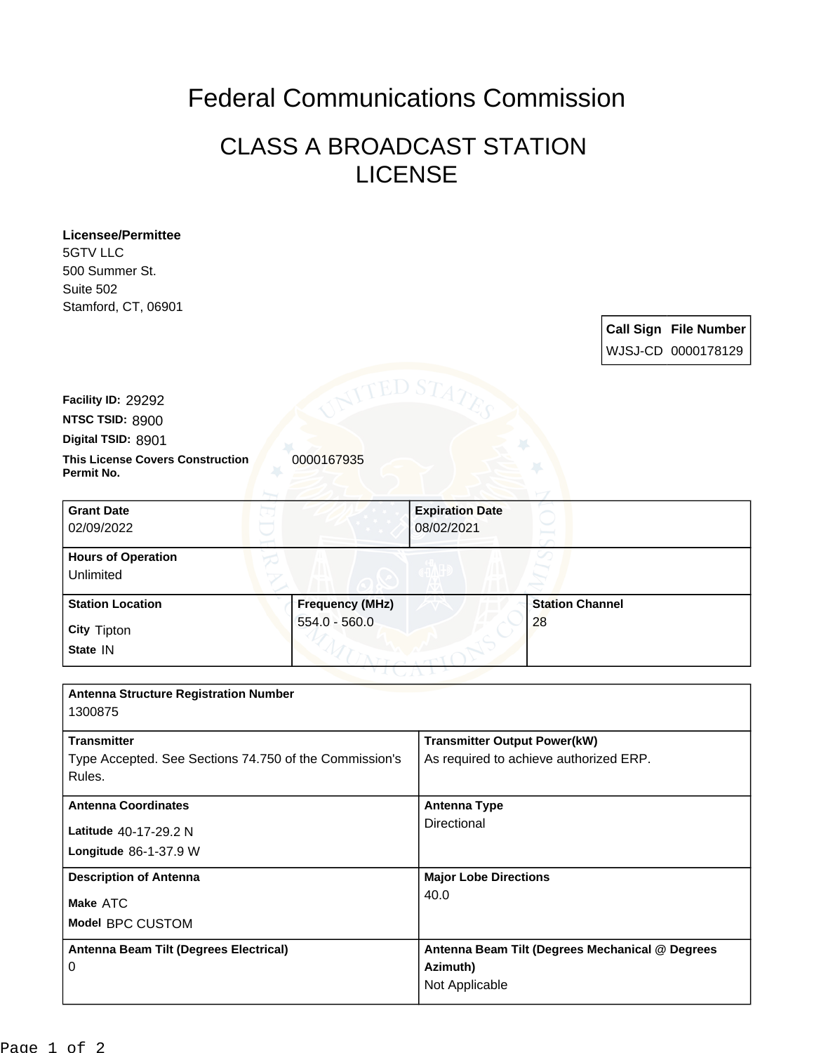# Federal Communications Commission

## CLASS A BROADCAST STATION LICENSE

**Licensee/Permittee**
5GTV LLC
500 Summer St.
Suite 502
Stamford, CT, 06901

| Call Sign | File Number |
| --- | --- |
| WJSJ-CD | 0000178129 |

**Facility ID:** 29292
**NTSC TSID:** 8900
**Digital TSID:** 8901
**This License Covers Construction Permit No.** 0000167935

| Grant Date | Expiration Date |
| --- | --- |
| 02/09/2022 | 08/02/2021 |

**Hours of Operation**
Unlimited

| Station Location | Frequency (MHz) | Station Channel |
| --- | --- | --- |
| City Tipton<br>State IN | 554.0 - 560.0 | 28 |

**Antenna Structure Registration Number**
1300875

| Transmitter | Transmitter Output Power(kW) |
| --- | --- |
| Type Accepted. See Sections 74.750 of the Commission's Rules. | As required to achieve authorized ERP. |

| Antenna Coordinates | Antenna Type |
| --- | --- |
| Latitude 40-17-29.2 N<br>Longitude 86-1-37.9 W | Directional |

| Description of Antenna | Major Lobe Directions |
| --- | --- |
| Make ATC<br>Model BPC CUSTOM | 40.0 |

| Antenna Beam Tilt (Degrees Electrical) | Antenna Beam Tilt (Degrees Mechanical @ Degrees Azimuth) |
| --- | --- |
| 0 | Not Applicable |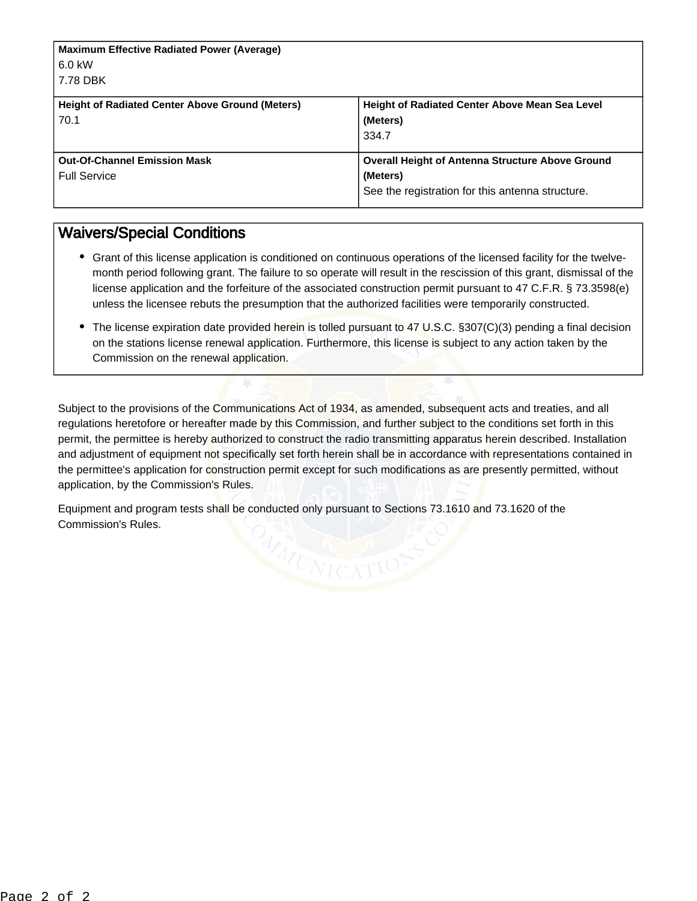| | |
|---|---|
| **Maximum Effective Radiated Power (Average)**<br>6.0 kW<br>7.78 DBK | |
| **Height of Radiated Center Above Ground (Meters)**<br>70.1 | **Height of Radiated Center Above Mean Sea Level (Meters)**<br>334.7 |
| **Out-Of-Channel Emission Mask**<br>Full Service | **Overall Height of Antenna Structure Above Ground (Meters)**<br>See the registration for this antenna structure. |

## Waivers/Special Conditions

- Grant of this license application is conditioned on continuous operations of the licensed facility for the twelve-month period following grant. The failure to so operate will result in the rescission of this grant, dismissal of the license application and the forfeiture of the associated construction permit pursuant to 47 C.F.R. § 73.3598(e) unless the licensee rebuts the presumption that the authorized facilities were temporarily constructed.
- The license expiration date provided herein is tolled pursuant to 47 U.S.C. §307(C)(3) pending a final decision on the stations license renewal application. Furthermore, this license is subject to any action taken by the Commission on the renewal application.

Subject to the provisions of the Communications Act of 1934, as amended, subsequent acts and treaties, and all regulations heretofore or hereafter made by this Commission, and further subject to the conditions set forth in this permit, the permittee is hereby authorized to construct the radio transmitting apparatus herein described. Installation and adjustment of equipment not specifically set forth herein shall be in accordance with representations contained in the permittee's application for construction permit except for such modifications as are presently permitted, without application, by the Commission's Rules.

Equipment and program tests shall be conducted only pursuant to Sections 73.1610 and 73.1620 of the Commission's Rules.